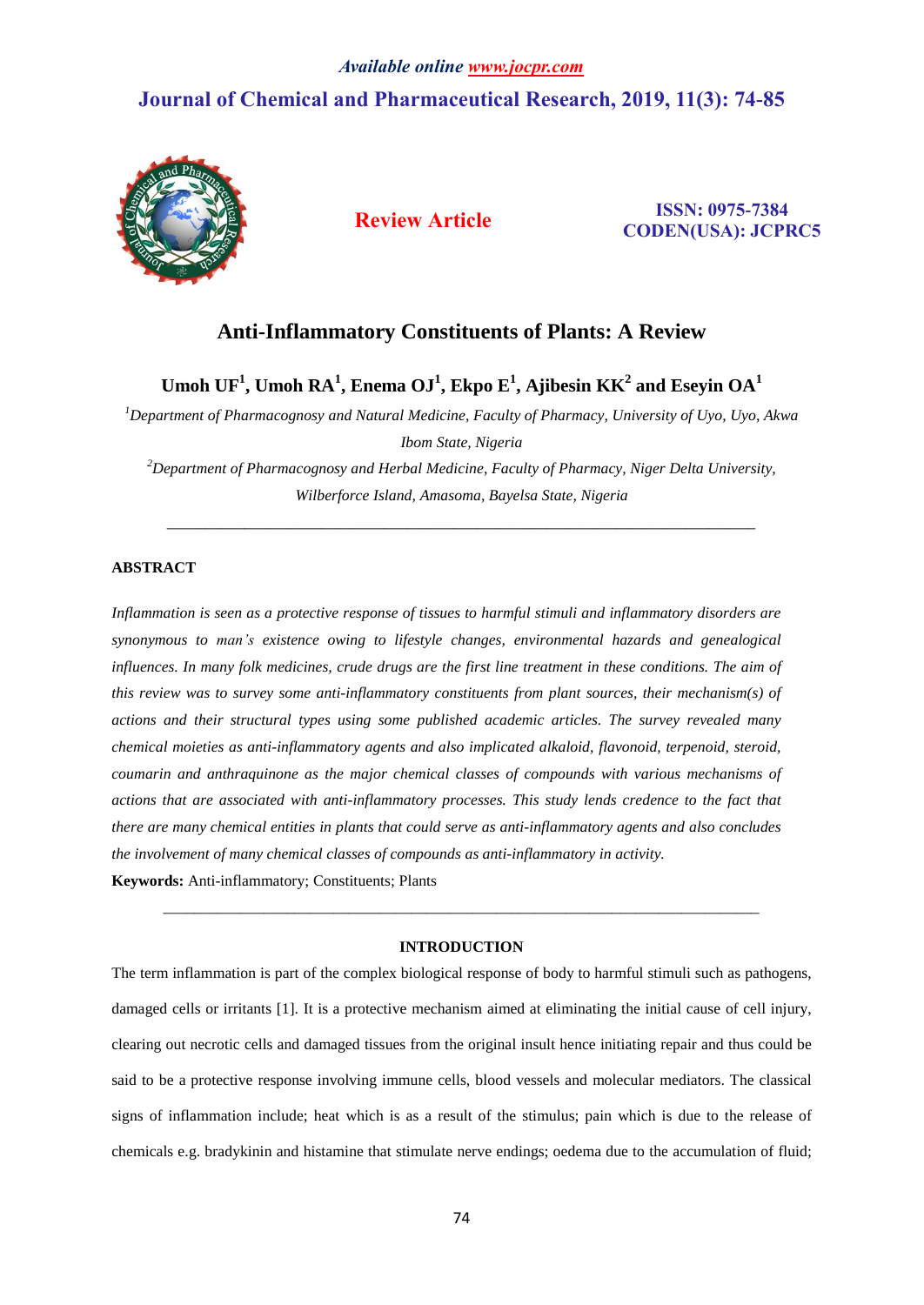*Available online www.jocpr.com*

**Journal of Chemical and Pharmaceutical Research, 2019, 11(3): 74-85**

**Review Article**

**ISSN: 0975-7384**
**CODEN(USA): JCPRC5**

# Anti-Inflammatory Constituents of Plants: A Review

**Umoh UF[1], Umoh RA[1], Enema OJ[1], Ekpo E[1], Ajibesin KK[2] and Eseyin OA[1]**

*[1]Department of Pharmacognosy and Natural Medicine, Faculty of Pharmacy, University of Uyo, Uyo, Akwa Ibom State, Nigeria*

*[2]Department of Pharmacognosy and Herbal Medicine, Faculty of Pharmacy, Niger Delta University, Wilberforce Island, Amasoma, Bayelsa State, Nigeria*

---

## ABSTRACT

*Inflammation is seen as a protective response of tissues to harmful stimuli and inflammatory disorders are synonymous to man's existence owing to lifestyle changes, environmental hazards and genealogical influences. In many folk medicines, crude drugs are the first line treatment in these conditions. The aim of this review was to survey some anti-inflammatory constituents from plant sources, their mechanism(s) of actions and their structural types using some published academic articles. The survey revealed many chemical moieties as anti-inflammatory agents and also implicated alkaloid, flavonoid, terpenoid, steroid, coumarin and anthraquinone as the major chemical classes of compounds with various mechanisms of actions that are associated with anti-inflammatory processes. This study lends credence to the fact that there are many chemical entities in plants that could serve as anti-inflammatory agents and also concludes the involvement of many chemical classes of compounds as anti-inflammatory in activity.*

**Keywords:** Anti-inflammatory; Constituents; Plants

---

## INTRODUCTION

The term inflammation is part of the complex biological response of body to harmful stimuli such as pathogens, damaged cells or irritants [1]. It is a protective mechanism aimed at eliminating the initial cause of cell injury, clearing out necrotic cells and damaged tissues from the original insult hence initiating repair and thus could be said to be a protective response involving immune cells, blood vessels and molecular mediators. The classical signs of inflammation include; heat which is as a result of the stimulus; pain which is due to the release of chemicals e.g. bradykinin and histamine that stimulate nerve endings; oedema due to the accumulation of fluid;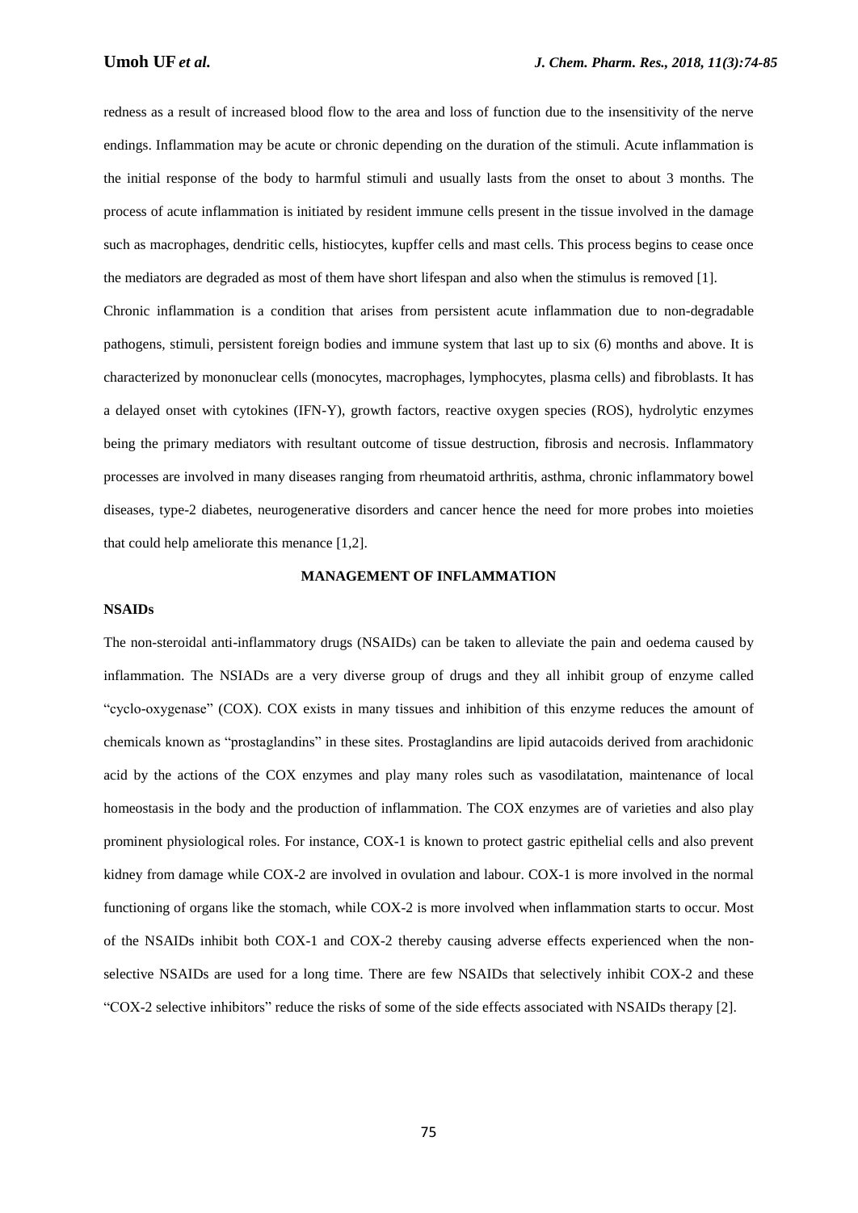redness as a result of increased blood flow to the area and loss of function due to the insensitivity of the nerve endings. Inflammation may be acute or chronic depending on the duration of the stimuli. Acute inflammation is the initial response of the body to harmful stimuli and usually lasts from the onset to about 3 months. The process of acute inflammation is initiated by resident immune cells present in the tissue involved in the damage such as macrophages, dendritic cells, histiocytes, kupffer cells and mast cells. This process begins to cease once the mediators are degraded as most of them have short lifespan and also when the stimulus is removed [1].

Chronic inflammation is a condition that arises from persistent acute inflammation due to non-degradable pathogens, stimuli, persistent foreign bodies and immune system that last up to six (6) months and above. It is characterized by mononuclear cells (monocytes, macrophages, lymphocytes, plasma cells) and fibroblasts. It has a delayed onset with cytokines (IFN-Y), growth factors, reactive oxygen species (ROS), hydrolytic enzymes being the primary mediators with resultant outcome of tissue destruction, fibrosis and necrosis. Inflammatory processes are involved in many diseases ranging from rheumatoid arthritis, asthma, chronic inflammatory bowel diseases, type-2 diabetes, neurogenerative disorders and cancer hence the need for more probes into moieties that could help ameliorate this menance [1,2].

## MANAGEMENT OF INFLAMMATION

### NSAIDs

The non-steroidal anti-inflammatory drugs (NSAIDs) can be taken to alleviate the pain and oedema caused by inflammation. The NSIADs are a very diverse group of drugs and they all inhibit group of enzyme called "cyclo-oxygenase" (COX). COX exists in many tissues and inhibition of this enzyme reduces the amount of chemicals known as "prostaglandins" in these sites. Prostaglandins are lipid autacoids derived from arachidonic acid by the actions of the COX enzymes and play many roles such as vasodilatation, maintenance of local homeostasis in the body and the production of inflammation. The COX enzymes are of varieties and also play prominent physiological roles. For instance, COX-1 is known to protect gastric epithelial cells and also prevent kidney from damage while COX-2 are involved in ovulation and labour. COX-1 is more involved in the normal functioning of organs like the stomach, while COX-2 is more involved when inflammation starts to occur. Most of the NSAIDs inhibit both COX-1 and COX-2 thereby causing adverse effects experienced when the non-selective NSAIDs are used for a long time. There are few NSAIDs that selectively inhibit COX-2 and these "COX-2 selective inhibitors" reduce the risks of some of the side effects associated with NSAIDs therapy [2].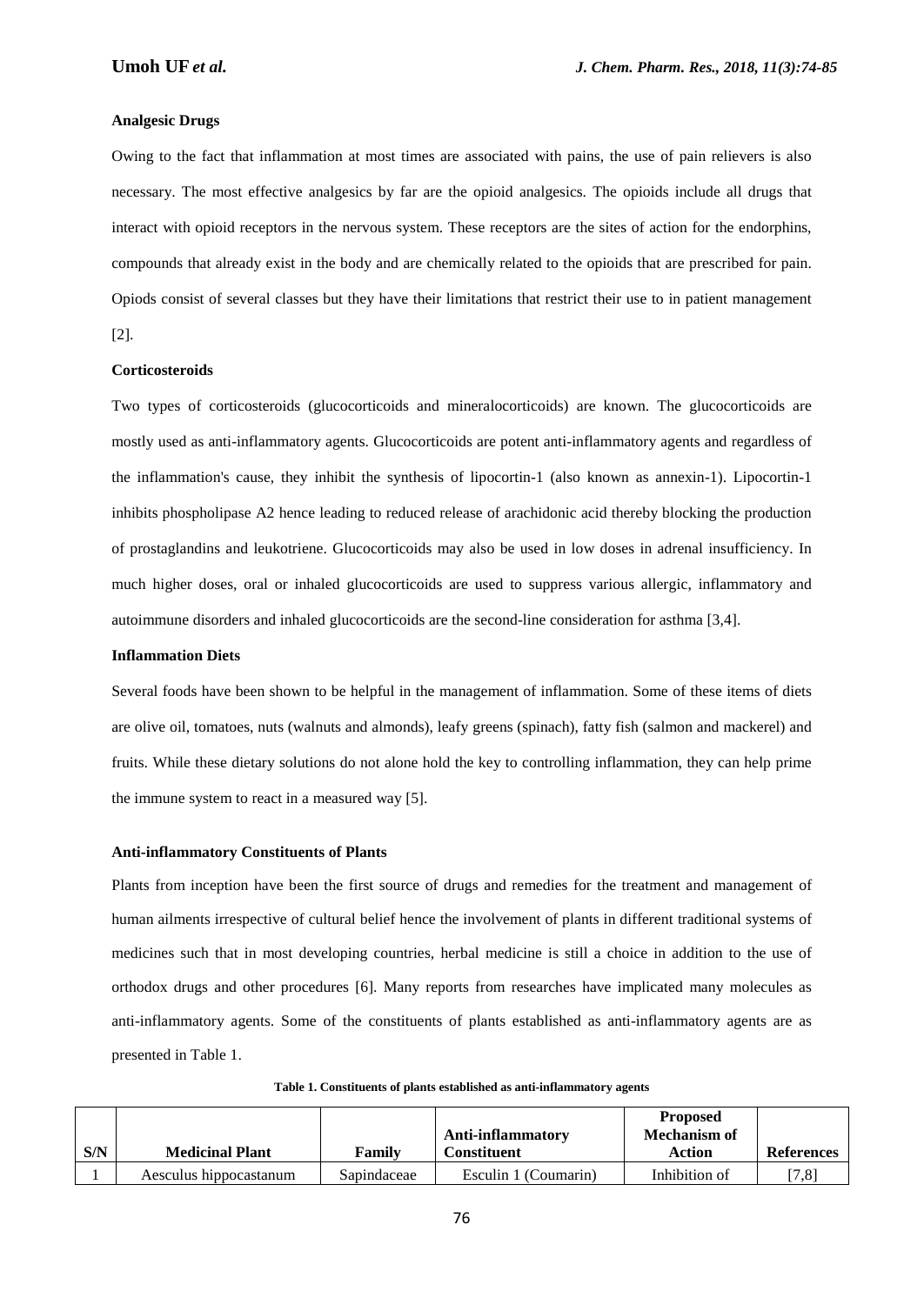**Analgesic Drugs**

Owing to the fact that inflammation at most times are associated with pains, the use of pain relievers is also necessary. The most effective analgesics by far are the opioid analgesics. The opioids include all drugs that interact with opioid receptors in the nervous system. These receptors are the sites of action for the endorphins, compounds that already exist in the body and are chemically related to the opioids that are prescribed for pain. Opiods consist of several classes but they have their limitations that restrict their use to in patient management [2].

**Corticosteroids**

Two types of corticosteroids (glucocorticoids and mineralocorticoids) are known. The glucocorticoids are mostly used as anti-inflammatory agents. Glucocorticoids are potent anti-inflammatory agents and regardless of the inflammation's cause, they inhibit the synthesis of lipocortin-1 (also known as annexin-1). Lipocortin-1 inhibits phospholipase A2 hence leading to reduced release of arachidonic acid thereby blocking the production of prostaglandins and leukotriene. Glucocorticoids may also be used in low doses in adrenal insufficiency. In much higher doses, oral or inhaled glucocorticoids are used to suppress various allergic, inflammatory and autoimmune disorders and inhaled glucocorticoids are the second-line consideration for asthma [3,4].

**Inflammation Diets**

Several foods have been shown to be helpful in the management of inflammation. Some of these items of diets are olive oil, tomatoes, nuts (walnuts and almonds), leafy greens (spinach), fatty fish (salmon and mackerel) and fruits. While these dietary solutions do not alone hold the key to controlling inflammation, they can help prime the immune system to react in a measured way [5].

**Anti-inflammatory Constituents of Plants**

Plants from inception have been the first source of drugs and remedies for the treatment and management of human ailments irrespective of cultural belief hence the involvement of plants in different traditional systems of medicines such that in most developing countries, herbal medicine is still a choice in addition to the use of orthodox drugs and other procedures [6]. Many reports from researches have implicated many molecules as anti-inflammatory agents. Some of the constituents of plants established as anti-inflammatory agents are as presented in Table 1.

**Table 1. Constituents of plants established as anti-inflammatory agents**

| S/N | Medicinal Plant | Family | Anti-inflammatory Constituent | Proposed Mechanism of Action | References |
|---|---|---|---|---|---|
| 1 | Aesculus hippocastanum | Sapindaceae | Esculin 1 (Coumarin) | Inhibition of | [7,8] |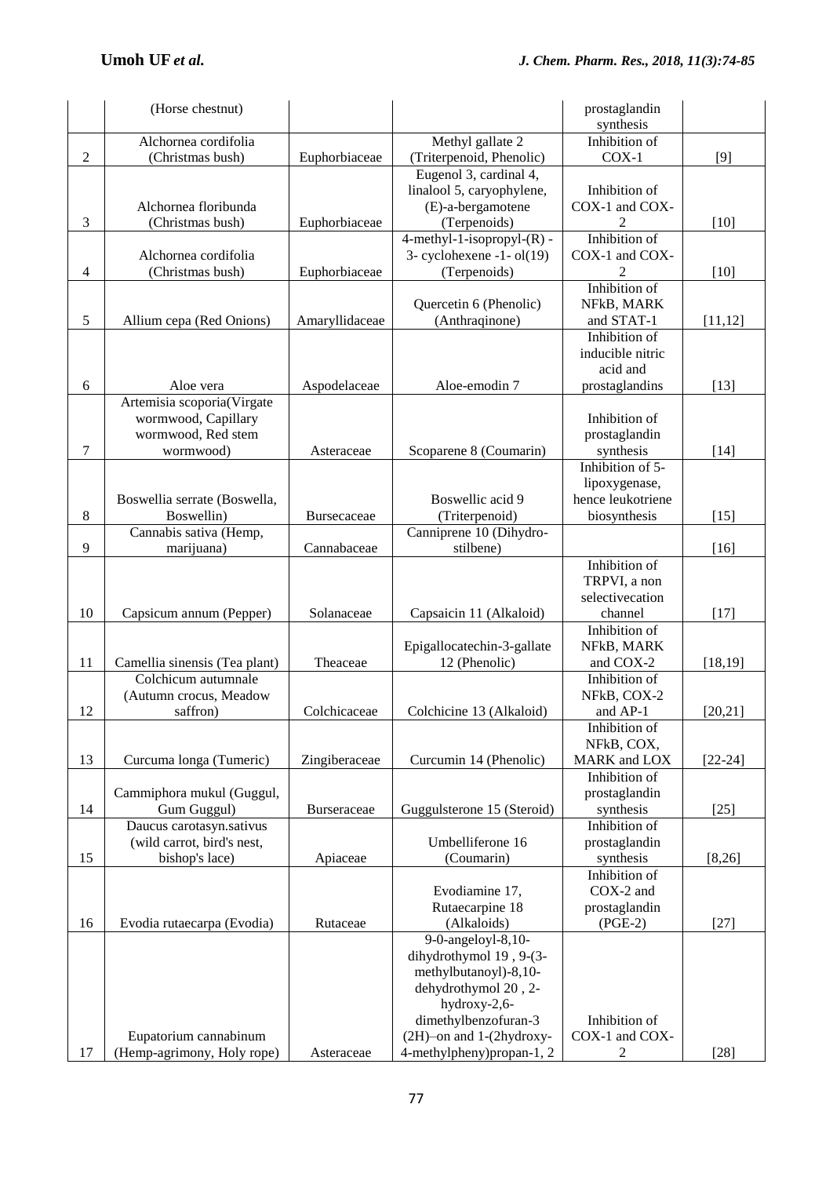| | (Horse chestnut) | | | prostaglandin synthesis | |
|---|---|---|---|---|---|
| 2 | Alchornea cordifolia (Christmas bush) | Euphorbiaceae | Methyl gallate 2 (Triterpenoid, Phenolic) | Inhibition of COX-1 | [9] |
| 3 | Alchornea floribunda (Christmas bush) | Euphorbiaceae | Eugenol 3, cardinal 4, linalool 5, caryophylene, (E)-a-bergamotene (Terpenoids) | Inhibition of COX-1 and COX-2 | [10] |
| 4 | Alchornea cordifolia (Christmas bush) | Euphorbiaceae | 4-methyl-1-isopropyl-(R) - 3- cyclohexene -1- ol(19) (Terpenoids) | Inhibition of COX-1 and COX-2 | [10] |
| 5 | Allium cepa (Red Onions) | Amaryllidaceae | Quercetin 6 (Phenolic) (Anthraqinone) | Inhibition of NFkB, MARK and STAT-1 | [11,12] |
| 6 | Aloe vera | Aspodelaceae | Aloe-emodin 7 | Inhibition of inducible nitric acid and prostaglandins | [13] |
| 7 | Artemisia scoporia(Virgate wormwood, Capillary wormwood, Red stem wormwood) | Asteraceae | Scoparene 8 (Coumarin) | Inhibition of prostaglandin synthesis | [14] |
| 8 | Boswellia serrate (Boswella, Boswellin) | Bursecaceae | Boswellic acid 9 (Triterpenoid) | Inhibition of 5-lipoxygenase, hence leukotriene biosynthesis | [15] |
| 9 | Cannabis sativa (Hemp, marijuana) | Cannabaceae | Canniprene 10 (Dihydro-stilbene) | | [16] |
| 10 | Capsicum annum (Pepper) | Solanaceae | Capsaicin 11 (Alkaloid) | Inhibition of TRPVI, a non selectivecation channel | [17] |
| 11 | Camellia sinensis (Tea plant) | Theaceae | Epigallocatechin-3-gallate 12 (Phenolic) | Inhibition of NFkB, MARK and COX-2 | [18,19] |
| 12 | Colchicum autumnale (Autumn crocus, Meadow saffron) | Colchicaceae | Colchicine 13 (Alkaloid) | Inhibition of NFkB, COX-2 and AP-1 | [20,21] |
| 13 | Curcuma longa (Tumeric) | Zingiberaceae | Curcumin 14 (Phenolic) | Inhibition of NFkB, COX, MARK and LOX | [22-24] |
| 14 | Cammiphora mukul (Guggul, Gum Guggul) | Burseraceae | Guggulsterone 15 (Steroid) | Inhibition of prostaglandin synthesis | [25] |
| 15 | Daucus carotasyn.sativus (wild carrot, bird's nest, bishop's lace) | Apiaceae | Umbelliferone 16 (Coumarin) | Inhibition of prostaglandin synthesis | [8,26] |
| 16 | Evodia rutaecarpa (Evodia) | Rutaceae | Evodiamine 17, Rutaecarpine 18 (Alkaloids) | Inhibition of COX-2 and prostaglandin (PGE-2) | [27] |
| 17 | Eupatorium cannabinum (Hemp-agrimony, Holy rope) | Asteraceae | 9-0-angeloyl-8,10-dihydrothymol 19 , 9-(3-methylbutanoyl)-8,10-dehydrothymol 20 , 2-hydroxy-2,6-dimethylbenzofuran-3 (2H)–on and 1-(2hydroxy-4-methylpheny)propan-1, 2 | Inhibition of COX-1 and COX-2 | [28] |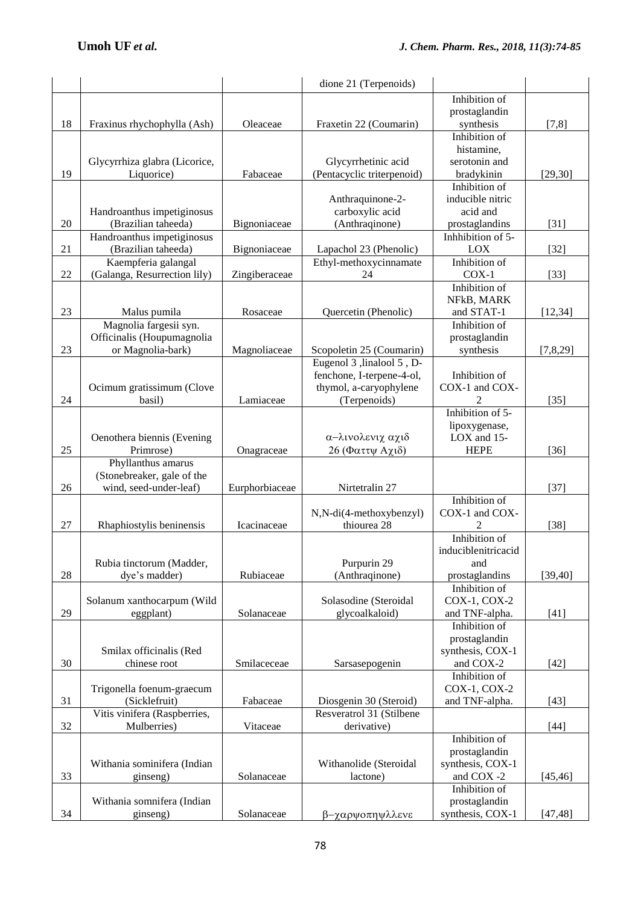| | | | dione 21 (Terpenoids) | | |
|---|---|---|---|---|---|
| 18 | Fraxinus rhychophylla (Ash) | Oleaceae | Fraxetin 22 (Coumarin) | Inhibition of prostaglandin synthesis | [7,8] |
| 19 | Glycyrrhiza glabra (Licorice, Liquorice) | Fabaceae | Glycyrrhetinic acid (Pentacyclic triterpenoid) | Inhibition of histamine, serotonin and bradykinin | [29,30] |
| 20 | Handroanthus impetiginosus (Brazilian taheeda) | Bignoniaceae | Anthraquinone-2-carboxylic acid (Anthraqinone) | Inhibition of inducible nitric acid and prostaglandins | [31] |
| 21 | Handroanthus impetiginosus (Brazilian taheeda) | Bignoniaceae | Lapachol 23 (Phenolic) | Inhhibition of 5-LOX | [32] |
| 22 | Kaempferia galangal (Galanga, Resurrection lily) | Zingiberaceae | Ethyl-methoxycinnamate 24 | Inhibition of COX-1 | [33] |
| 23 | Malus pumila | Rosaceae | Quercetin (Phenolic) | Inhibition of NFkB, MARK and STAT-1 | [12,34] |
| 23 | Magnolia fargesii syn. Officinalis (Houpumagnolia or Magnolia-bark) | Magnoliaceae | Scopoletin 25 (Coumarin) | Inhibition of prostaglandin synthesis | [7,8,29] |
| 24 | Ocimum gratissimum (Clove basil) | Lamiaceae | Eugenol 3 ,linalool 5 , D-fenchone, I-terpene-4-ol, thymol, a-caryophylene (Terpenoids) | Inhibition of COX-1 and COX-2 | [35] |
| 25 | Oenothera biennis (Evening Primrose) | Onagraceae | α–λινολενιχ αχιδ 26 (Φαττψ Αχιδ) | Inhibition of 5-lipoxygenase, LOX and 15-HEPE | [36] |
| 26 | Phyllanthus amarus (Stonebreaker, gale of the wind, seed-under-leaf) | Eurphorbiaceae | Nirtetralin 27 | | [37] |
| 27 | Rhaphiostylis beninensis | Icacinaceae | N,N-di(4-methoxybenzyl) thiourea 28 | Inhibition of COX-1 and COX-2 | [38] |
| 28 | Rubia tinctorum (Madder, dye's madder) | Rubiaceae | Purpurin 29 (Anthraqinone) | Inhibition of induciblenitricacid and prostaglandins | [39,40] |
| 29 | Solanum xanthocarpum (Wild eggplant) | Solanaceae | Solasodine (Steroidal glycoalkaloid) | Inhibition of COX-1, COX-2 and TNF-alpha. | [41] |
| 30 | Smilax officinalis (Red chinese root | Smilaceceae | Sarsasepogenin | Inhibition of prostaglandin synthesis, COX-1 and COX-2 | [42] |
| 31 | Trigonella foenum-graecum (Sicklefruit) | Fabaceae | Diosgenin 30 (Steroid) | Inhibition of COX-1, COX-2 and TNF-alpha. | [43] |
| 32 | Vitis vinifera (Raspberries, Mulberries) | Vitaceae | Resveratrol 31 (Stilbene derivative) | | [44] |
| 33 | Withania sominifera (Indian ginseng) | Solanaceae | Withanolide (Steroidal lactone) | Inhibition of prostaglandin synthesis, COX-1 and COX -2 | [45,46] |
| 34 | Withania somnifera (Indian ginseng) | Solanaceae | β–χαρψοπηψλλενε | Inhibition of prostaglandin synthesis, COX-1 | [47,48] |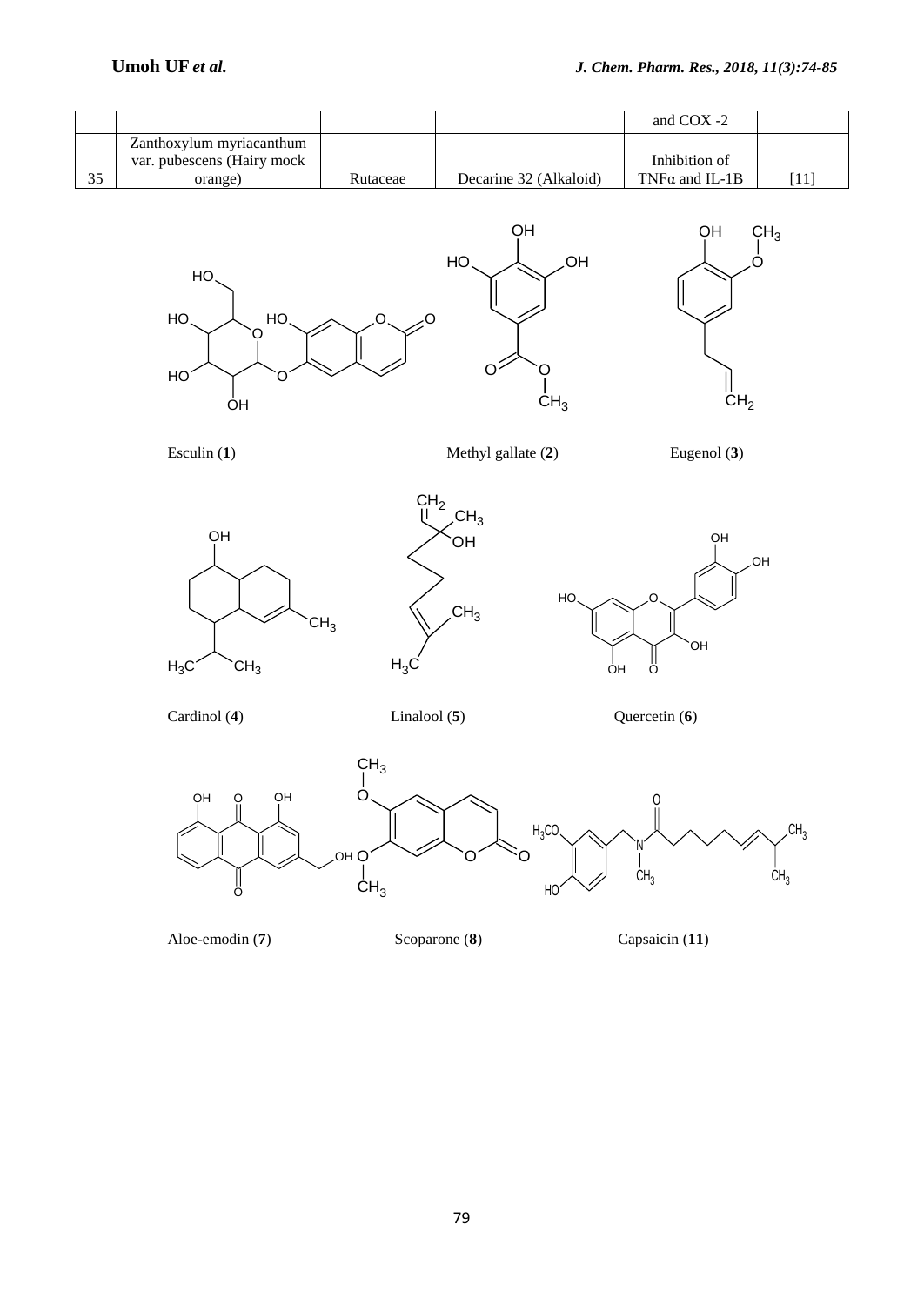|  |  |  |  | and COX -2 |  |
|---|---|---|---|---|---|
| 35 | Zanthoxylum myriacanthum var. pubescens (Hairy mock orange) | Rutaceae | Decarine 32 (Alkaloid) | Inhibition of TNFα and IL-1B | [11] |

Esculin (**1**) Methyl gallate (**2**) Eugenol (**3**)

Cardinol (**4**) Linalool (**5**) Quercetin (**6**)

Aloe-emodin (**7**) Scoparone (**8**) Capsaicin (**11**)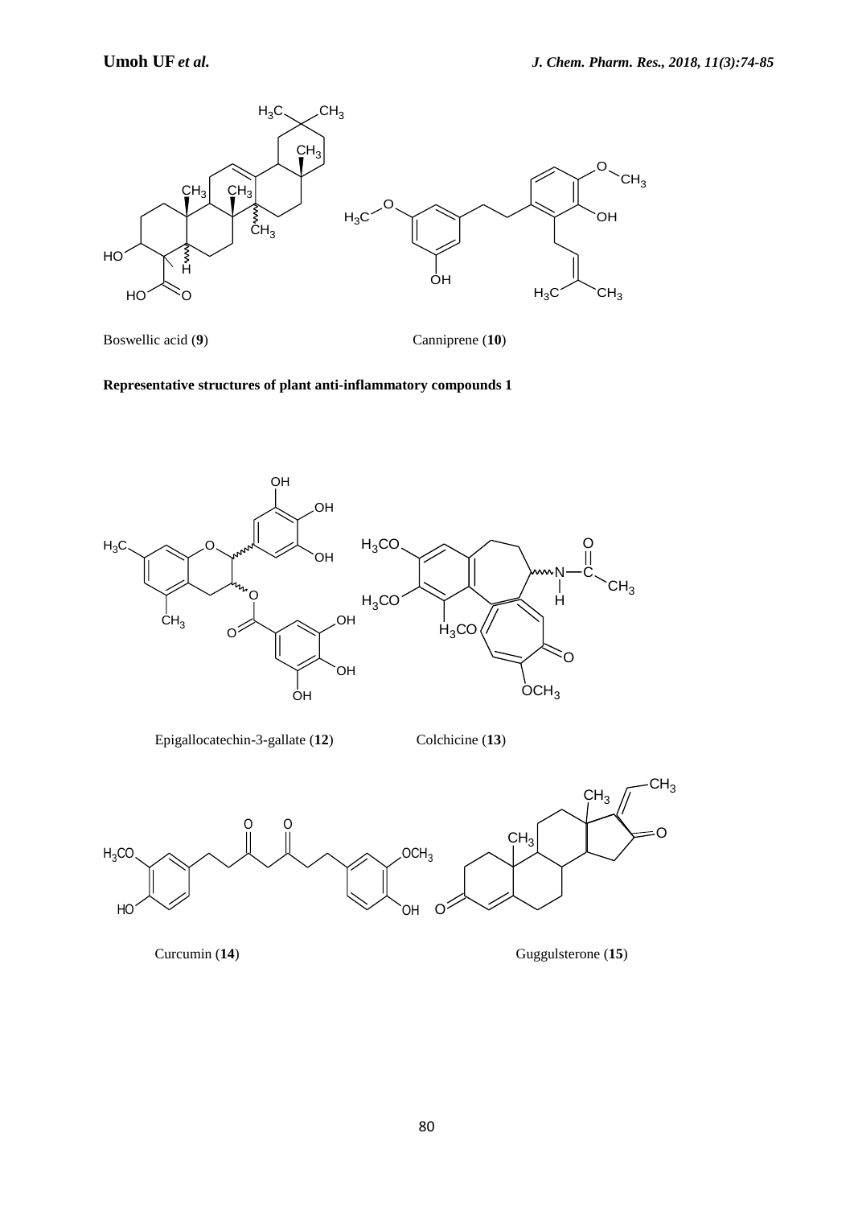Boswellic acid (**9**)

Canniprene (**10**)

**Representative structures of plant anti-inflammatory compounds 1**

Epigallocatechin-3-gallate (**12**)

Colchicine (**13**)

Curcumin (**14**)

Guggulsterone (**15**)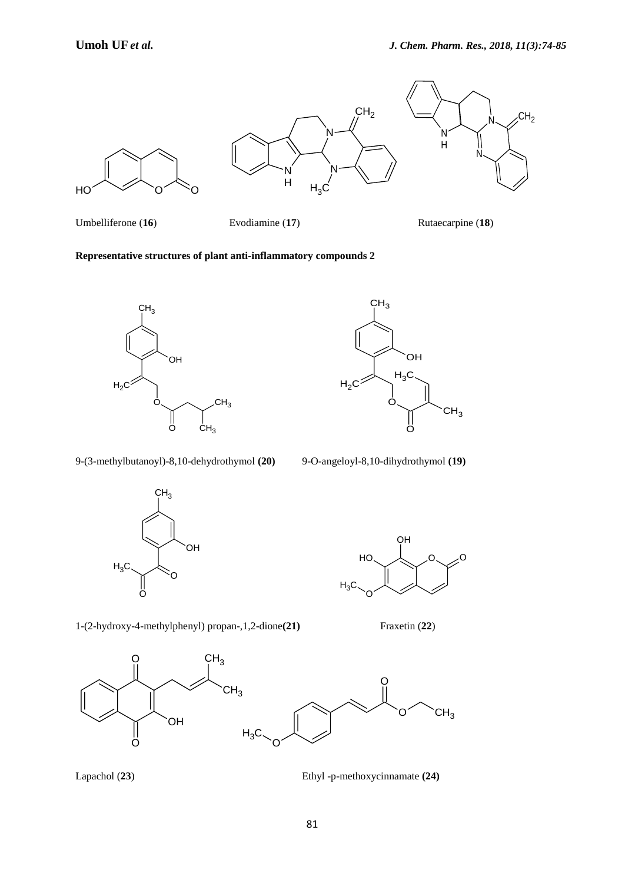Umbelliferone (**16**) Evodiamine (**17**) Rutaecarpine (**18**)

**Representative structures of plant anti-inflammatory compounds 2**

9-(3-methylbutanoyl)-8,10-dehydrothymol **(20)** 9-O-angeloyl-8,10-dihydrothymol **(19)**

1-(2-hydroxy-4-methylphenyl) propan-,1,2-dione**(21)** Fraxetin (**22**)

Lapachol (**23**) Ethyl -p-methoxycinnamate **(24)**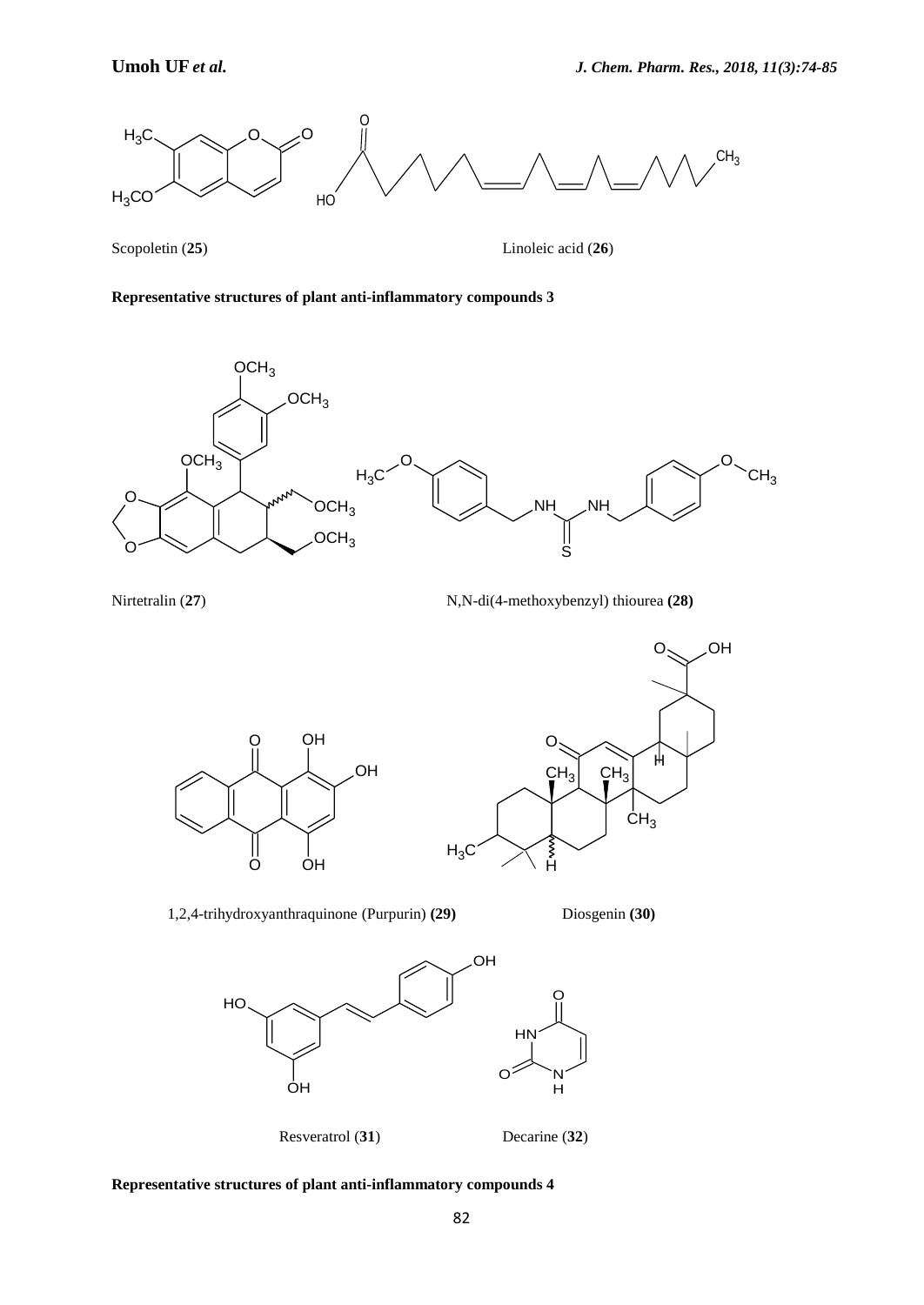Scopoletin (**25**) Linoleic acid (**26**)

**Representative structures of plant anti-inflammatory compounds 3**

Nirtetralin (**27**) N,N-di(4-methoxybenzyl) thiourea **(28)**

1,2,4-trihydroxyanthraquinone (Purpurin) **(29)** Diosgenin **(30)**

Resveratrol (**31**) Decarine (**32**)

**Representative structures of plant anti-inflammatory compounds 4**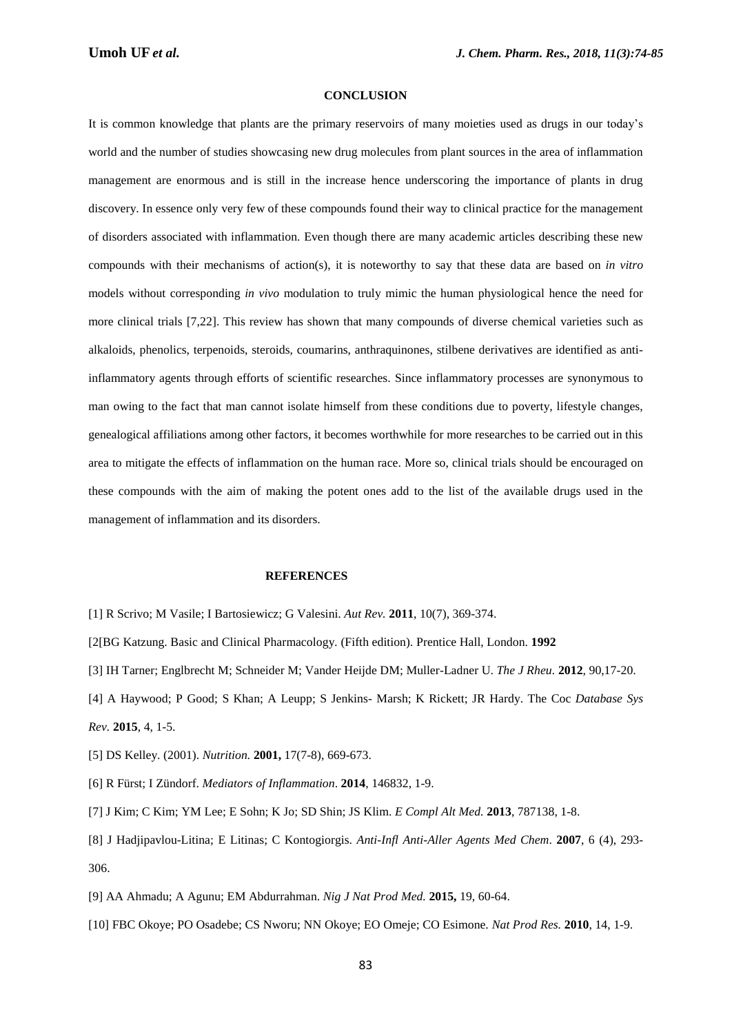## CONCLUSION

It is common knowledge that plants are the primary reservoirs of many moieties used as drugs in our today's world and the number of studies showcasing new drug molecules from plant sources in the area of inflammation management are enormous and is still in the increase hence underscoring the importance of plants in drug discovery. In essence only very few of these compounds found their way to clinical practice for the management of disorders associated with inflammation. Even though there are many academic articles describing these new compounds with their mechanisms of action(s), it is noteworthy to say that these data are based on *in vitro* models without corresponding *in vivo* modulation to truly mimic the human physiological hence the need for more clinical trials [7,22]. This review has shown that many compounds of diverse chemical varieties such as alkaloids, phenolics, terpenoids, steroids, coumarins, anthraquinones, stilbene derivatives are identified as anti-inflammatory agents through efforts of scientific researches. Since inflammatory processes are synonymous to man owing to the fact that man cannot isolate himself from these conditions due to poverty, lifestyle changes, genealogical affiliations among other factors, it becomes worthwhile for more researches to be carried out in this area to mitigate the effects of inflammation on the human race. More so, clinical trials should be encouraged on these compounds with the aim of making the potent ones add to the list of the available drugs used in the management of inflammation and its disorders.

## REFERENCES

[1] R Scrivo; M Vasile; I Bartosiewicz; G Valesini. *Aut Rev.* **2011**, 10(7), 369-374.

[2[BG Katzung. Basic and Clinical Pharmacology. (Fifth edition). Prentice Hall, London. **1992**

[3] IH Tarner; Englbrecht M; Schneider M; Vander Heijde DM; Muller-Ladner U. *The J Rheu.* **2012**, 90,17-20.

[4] A Haywood; P Good; S Khan; A Leupp; S Jenkins- Marsh; K Rickett; JR Hardy. The Coc *Database Sys Rev.* **2015**, 4, 1-5.

[5] DS Kelley. (2001). *Nutrition.* **2001,** 17(7-8), 669-673.

[6] R Fürst; I Zündorf. *Mediators of Inflammation*. **2014**, 146832, 1-9.

[7] J Kim; C Kim; YM Lee; E Sohn; K Jo; SD Shin; JS Klim. *E Compl Alt Med.* **2013**, 787138, 1-8.

[8] J Hadjipavlou-Litina; E Litinas; C Kontogiorgis. *Anti-Infl Anti-Aller Agents Med Chem*. **2007**, 6 (4), 293-306.

[9] AA Ahmadu; A Agunu; EM Abdurrahman. *Nig J Nat Prod Med.* **2015,** 19, 60-64.

[10] FBC Okoye; PO Osadebe; CS Nworu; NN Okoye; EO Omeje; CO Esimone. *Nat Prod Res.* **2010**, 14, 1-9.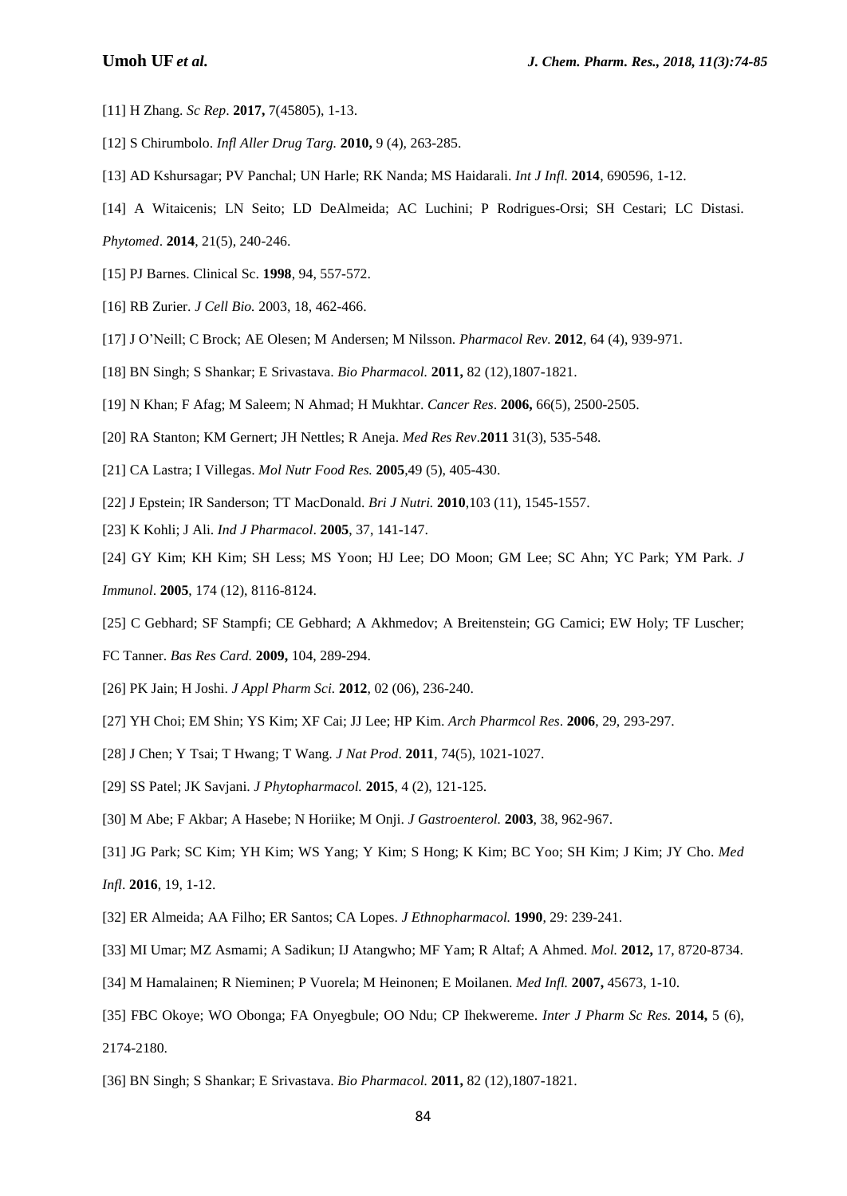[11] H Zhang. *Sc Rep*. **2017,** 7(45805), 1-13.

[12] S Chirumbolo. *Infl Aller Drug Targ.* **2010,** 9 (4), 263-285.

[13] AD Kshursagar; PV Panchal; UN Harle; RK Nanda; MS Haidarali. *Int J Infl.* **2014**, 690596, 1-12.

[14] A Witaicenis; LN Seito; LD DeAlmeida; AC Luchini; P Rodrigues-Orsi; SH Cestari; LC Distasi. *Phytomed*. **2014**, 21(5), 240-246.

[15] PJ Barnes. Clinical Sc. **1998**, 94, 557-572.

[16] RB Zurier. *J Cell Bio.* 2003, 18, 462-466.

[17] J O'Neill; C Brock; AE Olesen; M Andersen; M Nilsson. *Pharmacol Rev.* **2012**, 64 (4), 939-971.

[18] BN Singh; S Shankar; E Srivastava. *Bio Pharmacol.* **2011,** 82 (12),1807-1821.

[19] N Khan; F Afag; M Saleem; N Ahmad; H Mukhtar. *Cancer Res*. **2006,** 66(5), 2500-2505.

[20] RA Stanton; KM Gernert; JH Nettles; R Aneja. *Med Res Rev*.**2011** 31(3), 535-548.

[21] CA Lastra; I Villegas. *Mol Nutr Food Res.* **2005**,49 (5), 405-430.

[22] J Epstein; IR Sanderson; TT MacDonald. *Bri J Nutri.* **2010**,103 (11), 1545-1557.

[23] K Kohli; J Ali. *Ind J Pharmacol*. **2005**, 37, 141-147.

[24] GY Kim; KH Kim; SH Less; MS Yoon; HJ Lee; DO Moon; GM Lee; SC Ahn; YC Park; YM Park. *J Immunol*. **2005**, 174 (12), 8116-8124.

[25] C Gebhard; SF Stampfi; CE Gebhard; A Akhmedov; A Breitenstein; GG Camici; EW Holy; TF Luscher; FC Tanner. *Bas Res Card.* **2009,** 104, 289-294.

[26] PK Jain; H Joshi. *J Appl Pharm Sci.* **2012**, 02 (06), 236-240.

[27] YH Choi; EM Shin; YS Kim; XF Cai; JJ Lee; HP Kim. *Arch Pharmcol Res*. **2006**, 29, 293-297.

[28] J Chen; Y Tsai; T Hwang; T Wang. *J Nat Prod*. **2011**, 74(5), 1021-1027.

[29] SS Patel; JK Savjani. *J Phytopharmacol.* **2015**, 4 (2), 121-125.

[30] M Abe; F Akbar; A Hasebe; N Horiike; M Onji. *J Gastroenterol.* **2003**, 38, 962-967.

[31] JG Park; SC Kim; YH Kim; WS Yang; Y Kim; S Hong; K Kim; BC Yoo; SH Kim; J Kim; JY Cho. *Med Infl*. **2016**, 19, 1-12.

[32] ER Almeida; AA Filho; ER Santos; CA Lopes. *J Ethnopharmacol.* **1990**, 29: 239-241.

[33] MI Umar; MZ Asmami; A Sadikun; IJ Atangwho; MF Yam; R Altaf; A Ahmed. *Mol.* **2012,** 17, 8720-8734.

[34] M Hamalainen; R Nieminen; P Vuorela; M Heinonen; E Moilanen. *Med Infl.* **2007,** 45673, 1-10.

[35] FBC Okoye; WO Obonga; FA Onyegbule; OO Ndu; CP Ihekwereme. *Inter J Pharm Sc Res.* **2014,** 5 (6), 2174-2180.

[36] BN Singh; S Shankar; E Srivastava. *Bio Pharmacol.* **2011,** 82 (12),1807-1821.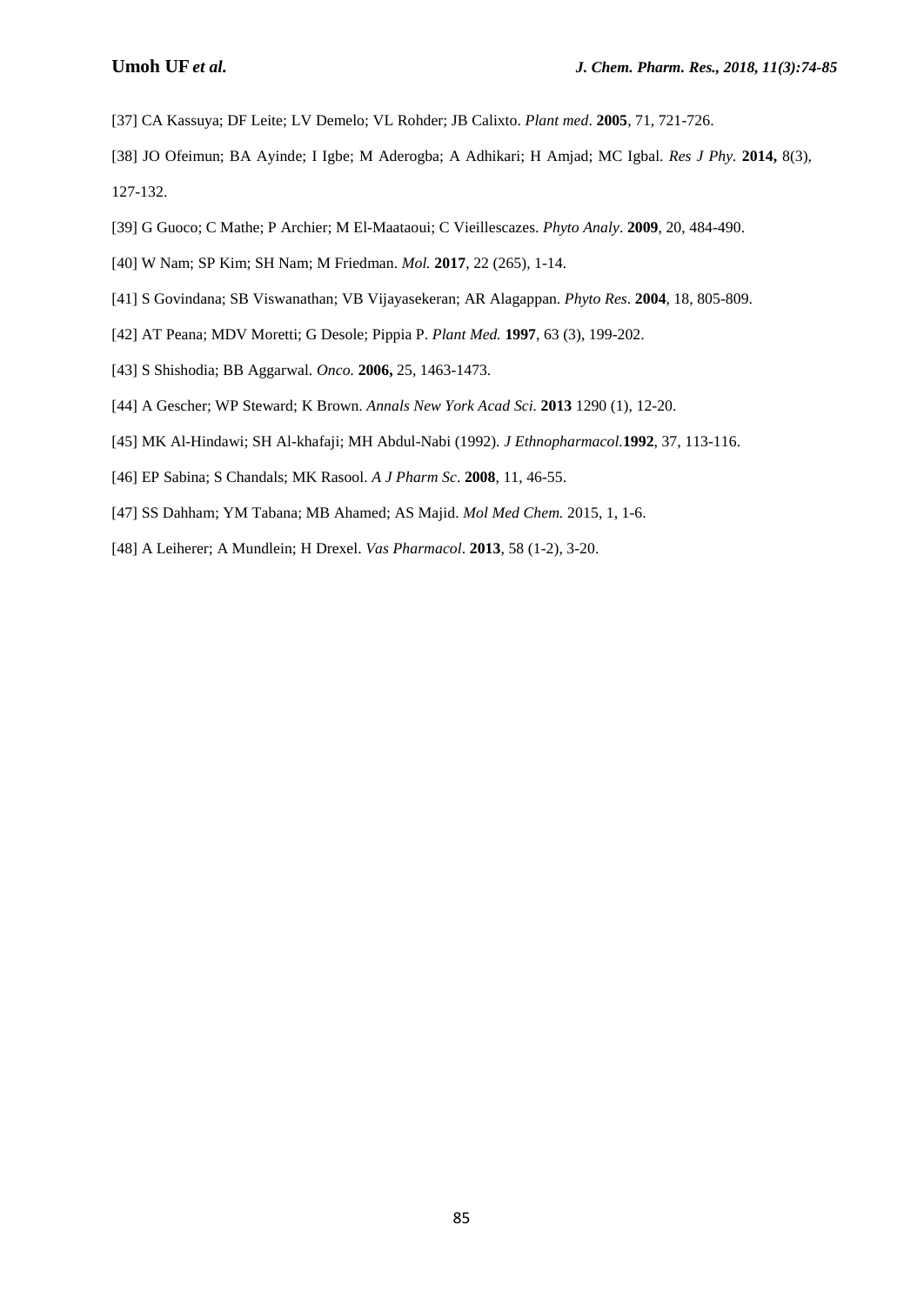[37] CA Kassuya; DF Leite; LV Demelo; VL Rohder; JB Calixto. *Plant med*. **2005**, 71, 721-726.

[38] JO Ofeimun; BA Ayinde; I Igbe; M Aderogba; A Adhikari; H Amjad; MC Igbal. *Res J Phy*. **2014,** 8(3), 127-132.

[39] G Guoco; C Mathe; P Archier; M El-Maataoui; C Vieillescazes. *Phyto Analy*. **2009**, 20, 484-490.

[40] W Nam; SP Kim; SH Nam; M Friedman. *Mol.* **2017**, 22 (265), 1-14.

[41] S Govindana; SB Viswanathan; VB Vijayasekeran; AR Alagappan. *Phyto Res*. **2004**, 18, 805-809.

[42] AT Peana; MDV Moretti; G Desole; Pippia P. *Plant Med.* **1997**, 63 (3), 199-202.

[43] S Shishodia; BB Aggarwal. *Onco.* **2006,** 25, 1463-1473.

[44] A Gescher; WP Steward; K Brown. *Annals New York Acad Sci.* **2013** 1290 (1), 12-20.

[45] MK Al-Hindawi; SH Al-khafaji; MH Abdul-Nabi (1992). *J Ethnopharmacol.***1992**, 37, 113-116.

[46] EP Sabina; S Chandals; MK Rasool. *A J Pharm Sc*. **2008**, 11, 46-55.

[47] SS Dahham; YM Tabana; MB Ahamed; AS Majid. *Mol Med Chem.* 2015, 1, 1-6.

[48] A Leiherer; A Mundlein; H Drexel. *Vas Pharmacol*. **2013**, 58 (1-2), 3-20.